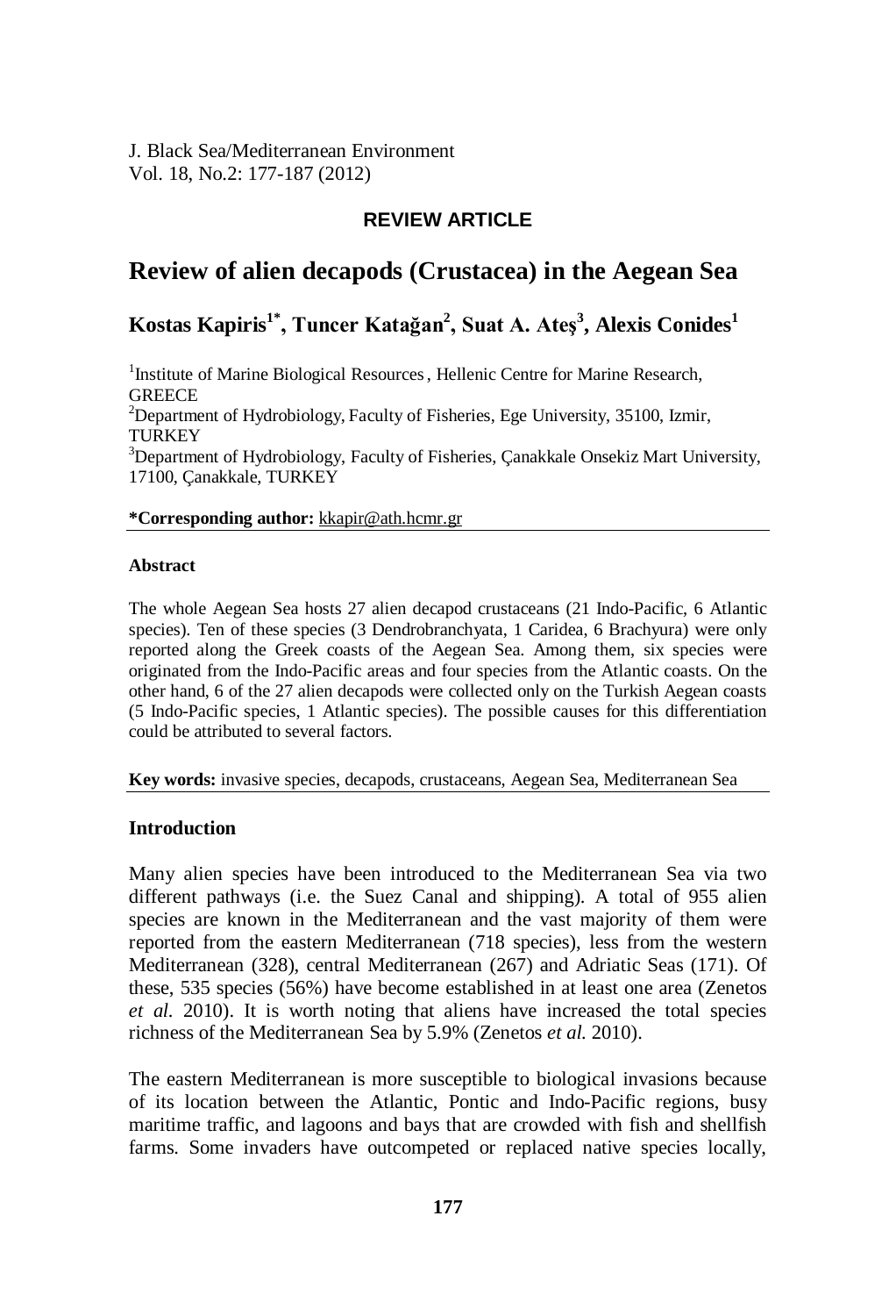J. Black Sea/Mediterranean Environment
Vol. 18, No.2: 177-187 (2012)

**REVIEW ARTICLE**

# Review of alien decapods (Crustacea) in the Aegean Sea

**Kostas Kapiris[1*], Tuncer Katağan[2], Suat A. Ateş[3], Alexis Conides[1]**

[1]Institute of Marine Biological Resources, Hellenic Centre for Marine Research, GREECE
[2]Department of Hydrobiology, Faculty of Fisheries, Ege University, 35100, Izmir, TURKEY
[3]Department of Hydrobiology, Faculty of Fisheries, Çanakkale Onsekiz Mart University, 17100, Çanakkale, TURKEY

**\*Corresponding author:** kkapir@ath.hcmr.gr

## Abstract

The whole Aegean Sea hosts 27 alien decapod crustaceans (21 Indo-Pacific, 6 Atlantic species). Ten of these species (3 Dendrobranchyata, 1 Caridea, 6 Brachyura) were only reported along the Greek coasts of the Aegean Sea. Among them, six species were originated from the Indo-Pacific areas and four species from the Atlantic coasts. On the other hand, 6 of the 27 alien decapods were collected only on the Turkish Aegean coasts (5 Indo-Pacific species, 1 Atlantic species). The possible causes for this differentiation could be attributed to several factors.

**Key words:** invasive species, decapods, crustaceans, Aegean Sea, Mediterranean Sea

## Introduction

Many alien species have been introduced to the Mediterranean Sea via two different pathways (i.e. the Suez Canal and shipping). A total of 955 alien species are known in the Mediterranean and the vast majority of them were reported from the eastern Mediterranean (718 species), less from the western Mediterranean (328), central Mediterranean (267) and Adriatic Seas (171). Of these, 535 species (56%) have become established in at least one area (Zenetos *et al.* 2010). It is worth noting that aliens have increased the total species richness of the Mediterranean Sea by 5.9% (Zenetos *et al.* 2010).

The eastern Mediterranean is more susceptible to biological invasions because of its location between the Atlantic, Pontic and Indo-Pacific regions, busy maritime traffic, and lagoons and bays that are crowded with fish and shellfish farms. Some invaders have outcompeted or replaced native species locally,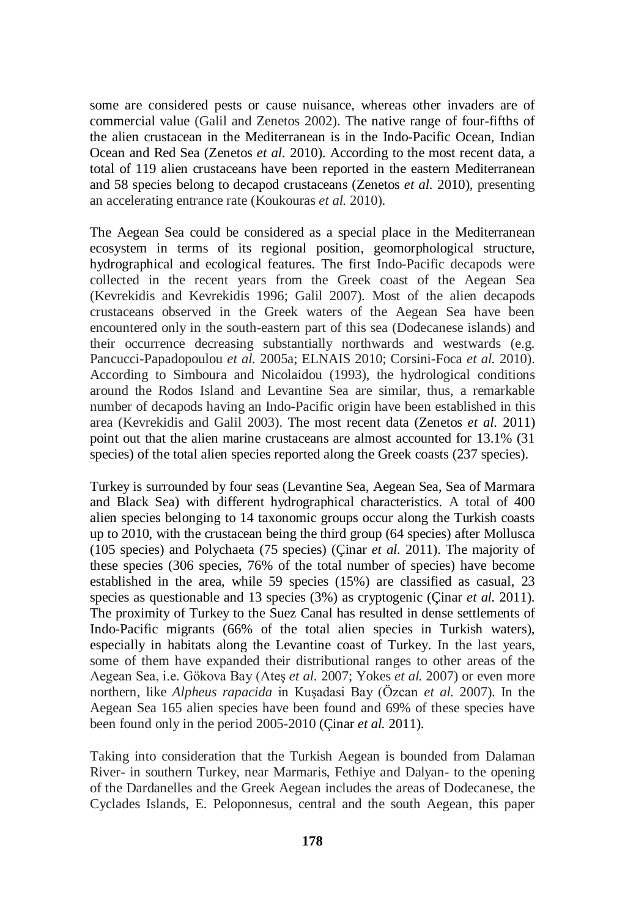some are considered pests or cause nuisance, whereas other invaders are of commercial value (Galil and Zenetos 2002). The native range of four-fifths of the alien crustacean in the Mediterranean is in the Indo-Pacific Ocean, Indian Ocean and Red Sea (Zenetos *et al.* 2010). According to the most recent data, a total of 119 alien crustaceans have been reported in the eastern Mediterranean and 58 species belong to decapod crustaceans (Zenetos *et al.* 2010), presenting an accelerating entrance rate (Koukouras *et al.* 2010).

The Aegean Sea could be considered as a special place in the Mediterranean ecosystem in terms of its regional position, geomorphological structure, hydrographical and ecological features. The first Indo-Pacific decapods were collected in the recent years from the Greek coast of the Aegean Sea (Kevrekidis and Kevrekidis 1996; Galil 2007). Most of the alien decapods crustaceans observed in the Greek waters of the Aegean Sea have been encountered only in the south-eastern part of this sea (Dodecanese islands) and their occurrence decreasing substantially northwards and westwards (e.g. Pancucci-Papadopoulou *et al.* 2005a; ELNAIS 2010; Corsini-Foca *et al.* 2010). According to Simboura and Nicolaidou (1993), the hydrological conditions around the Rodos Island and Levantine Sea are similar, thus, a remarkable number of decapods having an Indo-Pacific origin have been established in this area (Kevrekidis and Galil 2003). The most recent data (Zenetos *et al.* 2011) point out that the alien marine crustaceans are almost accounted for 13.1% (31 species) of the total alien species reported along the Greek coasts (237 species).

Turkey is surrounded by four seas (Levantine Sea, Aegean Sea, Sea of Marmara and Black Sea) with different hydrographical characteristics. A total of 400 alien species belonging to 14 taxonomic groups occur along the Turkish coasts up to 2010, with the crustacean being the third group (64 species) after Mollusca (105 species) and Polychaeta (75 species) (Çinar *et al.* 2011). The majority of these species (306 species, 76% of the total number of species) have become established in the area, while 59 species (15%) are classified as casual, 23 species as questionable and 13 species (3%) as cryptogenic (Çinar *et al.* 2011). The proximity of Turkey to the Suez Canal has resulted in dense settlements of Indo-Pacific migrants (66% of the total alien species in Turkish waters), especially in habitats along the Levantine coast of Turkey. In the last years, some of them have expanded their distributional ranges to other areas of the Aegean Sea, i.e. Gökova Bay (Ateş *et al.* 2007; Yokes *et al.* 2007) or even more northern, like *Alpheus rapacida* in Kuşadasi Bay (Özcan *et al.* 2007). In the Aegean Sea 165 alien species have been found and 69% of these species have been found only in the period 2005-2010 (Çinar *et al.* 2011).

Taking into consideration that the Turkish Aegean is bounded from Dalaman River- in southern Turkey, near Marmaris, Fethiye and Dalyan- to the opening of the Dardanelles and the Greek Aegean includes the areas of Dodecanese, the Cyclades Islands, E. Peloponnesus, central and the south Aegean, this paper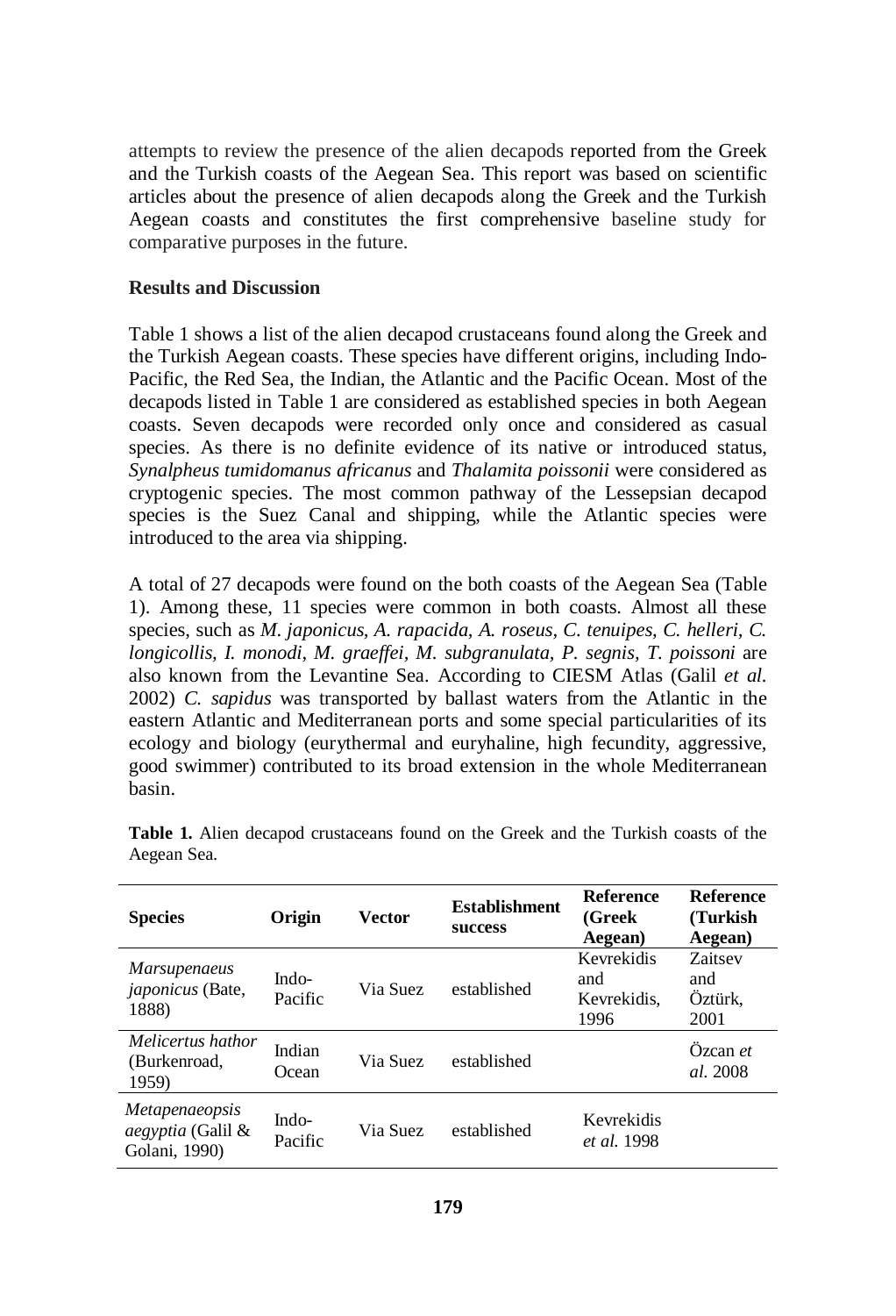attempts to review the presence of the alien decapods reported from the Greek and the Turkish coasts of the Aegean Sea. This report was based on scientific articles about the presence of alien decapods along the Greek and the Turkish Aegean coasts and constitutes the first comprehensive baseline study for comparative purposes in the future.

**Results and Discussion**

Table 1 shows a list of the alien decapod crustaceans found along the Greek and the Turkish Aegean coasts. These species have different origins, including Indo-Pacific, the Red Sea, the Indian, the Atlantic and the Pacific Ocean. Most of the decapods listed in Table 1 are considered as established species in both Aegean coasts. Seven decapods were recorded only once and considered as casual species. As there is no definite evidence of its native or introduced status, *Synalpheus tumidomanus africanus* and *Thalamita poissonii* were considered as cryptogenic species. The most common pathway of the Lessepsian decapod species is the Suez Canal and shipping, while the Atlantic species were introduced to the area via shipping.

A total of 27 decapods were found on the both coasts of the Aegean Sea (Table 1). Among these, 11 species were common in both coasts. Almost all these species, such as *M. japonicus, A. rapacida, A. roseus, C. tenuipes, C. helleri, C. longicollis, I. monodi, M. graeffei, M. subgranulata, P. segnis, T. poissoni* are also known from the Levantine Sea. According to CIESM Atlas (Galil *et al.* 2002) *C. sapidus* was transported by ballast waters from the Atlantic in the eastern Atlantic and Mediterranean ports and some special particularities of its ecology and biology (eurythermal and euryhaline, high fecundity, aggressive, good swimmer) contributed to its broad extension in the whole Mediterranean basin.

**Table 1.** Alien decapod crustaceans found on the Greek and the Turkish coasts of the Aegean Sea.

| Species | Origin | Vector | Establishment success | Reference (Greek Aegean) | Reference (Turkish Aegean) |
|---|---|---|---|---|---|
| *Marsupenaeus japonicus* (Bate, 1888) | Indo-Pacific | Via Suez | established | Kevrekidis and Kevrekidis, 1996 | Zaitsev and Öztürk, 2001 |
| *Melicertus hathor* (Burkenroad, 1959) | Indian Ocean | Via Suez | established | | Özcan *et al.* 2008 |
| *Metapenaeopsis aegyptia* (Galil & Golani, 1990) | Indo-Pacific | Via Suez | established | Kevrekidis *et al.* 1998 | |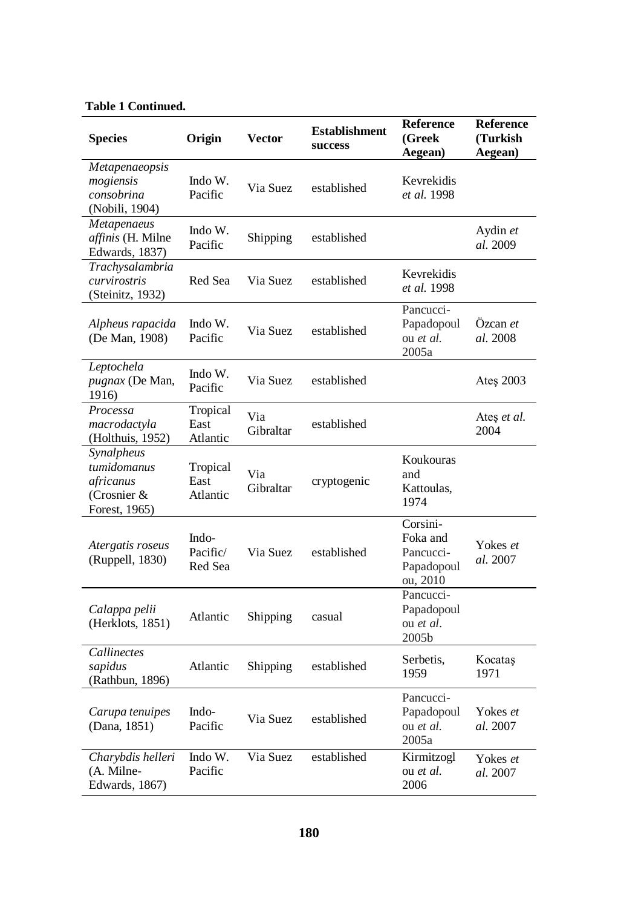**Table 1 Continued.**

| Species | Origin | Vector | Establishment success | Reference (Greek Aegean) | Reference (Turkish Aegean) |
|---|---|---|---|---|---|
| *Metapenaeopsis mogiensis consobrina* (Nobili, 1904) | Indo W. Pacific | Via Suez | established | Kevrekidis *et al.* 1998 | |
| *Metapenaeus affinis* (H. Milne Edwards, 1837) | Indo W. Pacific | Shipping | established | | Aydin *et al.* 2009 |
| *Trachysalambria curvirostris* (Steinitz, 1932) | Red Sea | Via Suez | established | Kevrekidis *et al.* 1998 | |
| *Alpheus rapacida* (De Man, 1908) | Indo W. Pacific | Via Suez | established | Pancucci-Papadopoulou *et al.* 2005a | Özcan *et al.* 2008 |
| *Leptochela pugnax* (De Man, 1916) | Indo W. Pacific | Via Suez | established | | Ateş 2003 |
| *Processa macrodactyla* (Holthuis, 1952) | Tropical East Atlantic | Via Gibraltar | established | | Ateş *et al.* 2004 |
| *Synalpheus tumidomanus africanus* (Crosnier & Forest, 1965) | Tropical East Atlantic | Via Gibraltar | cryptogenic | Koukouras and Kattoulas, 1974 | |
| *Atergatis roseus* (Ruppell, 1830) | Indo-Pacific/ Red Sea | Via Suez | established | Corsini-Foka and Pancucci-Papadopoulou, 2010 | Yokes *et al.* 2007 |
| *Calappa pelii* (Herklots, 1851) | Atlantic | Shipping | casual | Pancucci-Papadopoulou *et al.* 2005b | |
| *Callinectes sapidus* (Rathbun, 1896) | Atlantic | Shipping | established | Serbetis, 1959 | Kocataş 1971 |
| *Carupa tenuipes* (Dana, 1851) | Indo-Pacific | Via Suez | established | Pancucci-Papadopoulou *et al.* 2005a | Yokes *et al.* 2007 |
| *Charybdis helleri* (A. Milne-Edwards, 1867) | Indo W. Pacific | Via Suez | established | Kirmitzoglou *et al.* 2006 | Yokes *et al.* 2007 |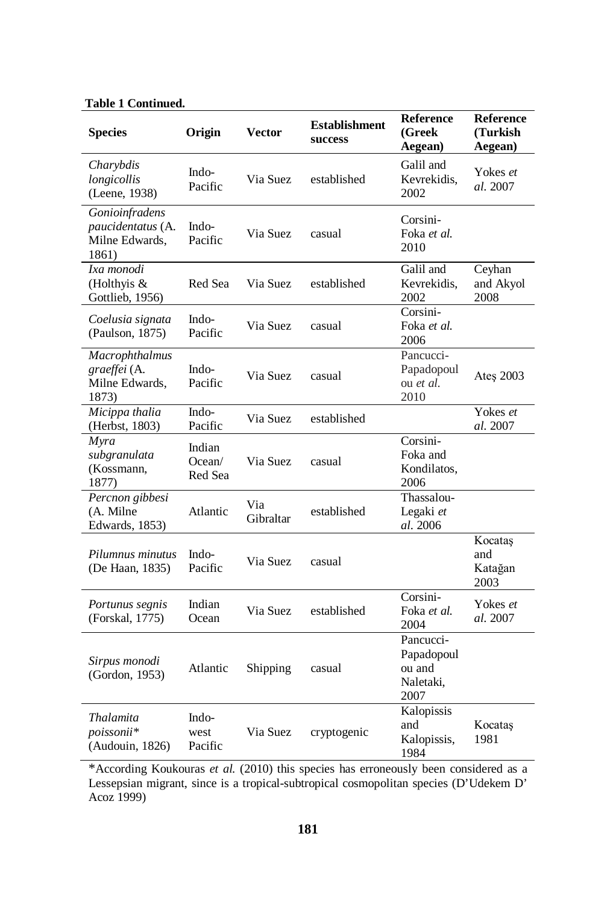**Table 1 Continued.**

| Species | Origin | Vector | Establishment success | Reference (Greek Aegean) | Reference (Turkish Aegean) |
|---|---|---|---|---|---|
| *Charybdis longicollis* (Leene, 1938) | Indo-Pacific | Via Suez | established | Galil and Kevrekidis, 2002 | Yokes *et al.* 2007 |
| *Gonioinfradens paucidentatus* (A. Milne Edwards, 1861) | Indo-Pacific | Via Suez | casual | Corsini-Foka *et al.* 2010 | |
| *Ixa monodi* (Holthyis & Gottlieb, 1956) | Red Sea | Via Suez | established | Galil and Kevrekidis, 2002 | Ceyhan and Akyol 2008 |
| *Coelusia signata* (Paulson, 1875) | Indo-Pacific | Via Suez | casual | Corsini-Foka *et al.* 2006 | |
| *Macrophthalmus graeffei* (A. Milne Edwards, 1873) | Indo-Pacific | Via Suez | casual | Pancucci-Papadopoulou *et al.* 2010 | Ateş 2003 |
| *Micippa thalia* (Herbst, 1803) | Indo-Pacific | Via Suez | established | | Yokes *et al.* 2007 |
| *Myra subgranulata* (Kossmann, 1877) | Indian Ocean/ Red Sea | Via Suez | casual | Corsini-Foka and Kondilatos, 2006 | |
| *Percnon gibbesi* (A. Milne Edwards, 1853) | Atlantic | Via Gibraltar | established | Thassalou-Legaki *et al.* 2006 | |
| *Pilumnus minutus* (De Haan, 1835) | Indo-Pacific | Via Suez | casual | | Kocataş and Katağan 2003 |
| *Portunus segnis* (Forskal, 1775) | Indian Ocean | Via Suez | established | Corsini-Foka *et al.* 2004 | Yokes *et al.* 2007 |
| *Sirpus monodi* (Gordon, 1953) | Atlantic | Shipping | casual | Pancucci-Papadopoulou and Naletaki, 2007 | |
| *Thalamita poissonii** (Audouin, 1826) | Indo-west Pacific | Via Suez | cryptogenic | Kalopissis and Kalopissis, 1984 | Kocataş 1981 |

*According Koukouras *et al.* (2010) this species has erroneously been considered as a Lessepsian migrant, since is a tropical-subtropical cosmopolitan species (D'Udekem D' Acoz 1999)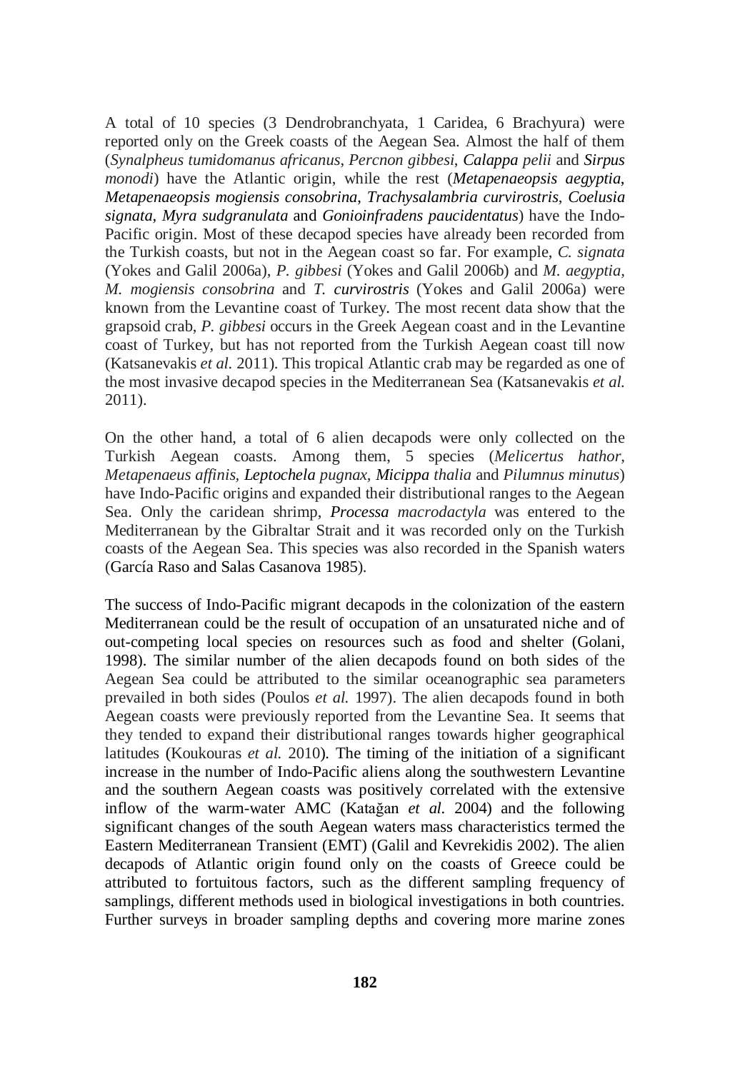A total of 10 species (3 Dendrobranchyata, 1 Caridea, 6 Brachyura) were reported only on the Greek coasts of the Aegean Sea. Almost the half of them (*Synalpheus tumidomanus africanus*, *Percnon gibbesi*, *Calappa pelii* and *Sirpus monodi*) have the Atlantic origin, while the rest (*Metapenaeopsis aegyptia*, *Metapenaeopsis mogiensis consobrina*, *Trachysalambria curvirostris*, *Coelusia signata*, *Myra sudgranulata* and *Gonioinfradens paucidentatus*) have the Indo-Pacific origin. Most of these decapod species have already been recorded from the Turkish coasts, but not in the Aegean coast so far. For example, *C. signata* (Yokes and Galil 2006a), *P. gibbesi* (Yokes and Galil 2006b) and *M. aegyptia*, *M. mogiensis consobrina* and *T. curvirostris* (Yokes and Galil 2006a) were known from the Levantine coast of Turkey. The most recent data show that the grapsoid crab, *P. gibbesi* occurs in the Greek Aegean coast and in the Levantine coast of Turkey, but has not reported from the Turkish Aegean coast till now (Katsanevakis *et al.* 2011). This tropical Atlantic crab may be regarded as one of the most invasive decapod species in the Mediterranean Sea (Katsanevakis *et al.* 2011).

On the other hand, a total of 6 alien decapods were only collected on the Turkish Aegean coasts. Among them, 5 species (*Melicertus hathor*, *Metapenaeus affinis*, *Leptochela pugnax*, *Micippa thalia* and *Pilumnus minutus*) have Indo-Pacific origins and expanded their distributional ranges to the Aegean Sea. Only the caridean shrimp, *Processa macrodactyla* was entered to the Mediterranean by the Gibraltar Strait and it was recorded only on the Turkish coasts of the Aegean Sea. This species was also recorded in the Spanish waters (García Raso and Salas Casanova 1985).

The success of Indo-Pacific migrant decapods in the colonization of the eastern Mediterranean could be the result of occupation of an unsaturated niche and of out-competing local species on resources such as food and shelter (Golani, 1998). The similar number of the alien decapods found on both sides of the Aegean Sea could be attributed to the similar oceanographic sea parameters prevailed in both sides (Poulos *et al.* 1997). The alien decapods found in both Aegean coasts were previously reported from the Levantine Sea. It seems that they tended to expand their distributional ranges towards higher geographical latitudes (Koukouras *et al.* 2010). The timing of the initiation of a significant increase in the number of Indo-Pacific aliens along the southwestern Levantine and the southern Aegean coasts was positively correlated with the extensive inflow of the warm-water AMC (Katağan *et al.* 2004) and the following significant changes of the south Aegean waters mass characteristics termed the Eastern Mediterranean Transient (EMT) (Galil and Kevrekidis 2002). The alien decapods of Atlantic origin found only on the coasts of Greece could be attributed to fortuitous factors, such as the different sampling frequency of samplings, different methods used in biological investigations in both countries. Further surveys in broader sampling depths and covering more marine zones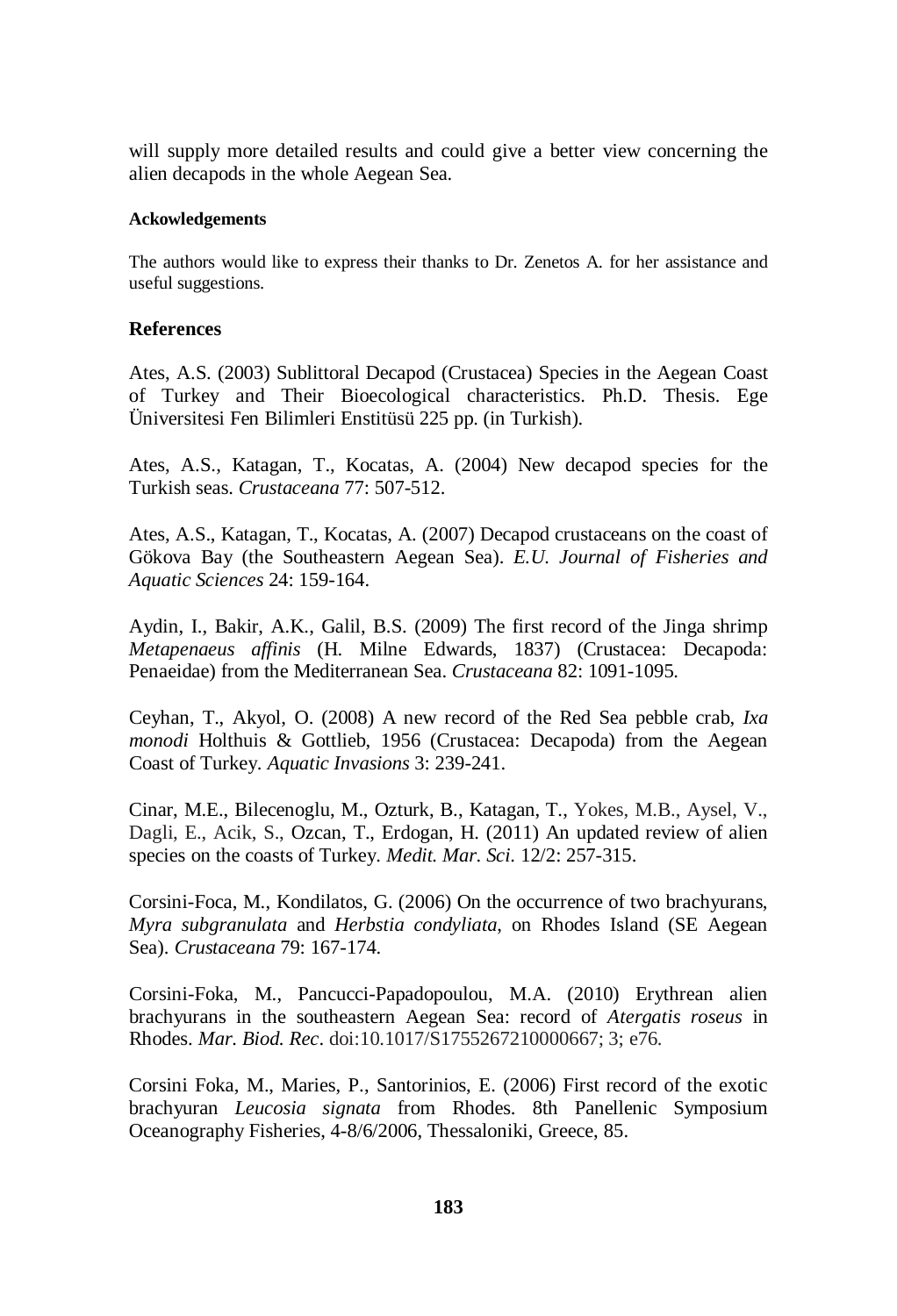will supply more detailed results and could give a better view concerning the alien decapods in the whole Aegean Sea.

#### Ackowledgements

The authors would like to express their thanks to Dr. Zenetos A. for her assistance and useful suggestions.

### References

Ates, A.S. (2003) Sublittoral Decapod (Crustacea) Species in the Aegean Coast of Turkey and Their Bioecological characteristics. Ph.D. Thesis. Ege Üniversitesi Fen Bilimleri Enstitüsü 225 pp. (in Turkish).

Ates, A.S., Katagan, T., Kocatas, A. (2004) New decapod species for the Turkish seas. *Crustaceana* 77: 507-512.

Ates, A.S., Katagan, T., Kocatas, A. (2007) Decapod crustaceans on the coast of Gökova Bay (the Southeastern Aegean Sea). *E.U. Journal of Fisheries and Aquatic Sciences* 24: 159-164.

Aydin, I., Bakir, A.K., Galil, B.S. (2009) The first record of the Jinga shrimp *Metapenaeus affinis* (H. Milne Edwards, 1837) (Crustacea: Decapoda: Penaeidae) from the Mediterranean Sea. *Crustaceana* 82: 1091-1095.

Ceyhan, T., Akyol, O. (2008) A new record of the Red Sea pebble crab, *Ixa monodi* Holthuis & Gottlieb, 1956 (Crustacea: Decapoda) from the Aegean Coast of Turkey. *Aquatic Invasions* 3: 239-241.

Cinar, M.E., Bilecenoglu, M., Ozturk, B., Katagan, T., Yokes, M.B., Aysel, V., Dagli, E., Acik, S., Ozcan, T., Erdogan, H. (2011) An updated review of alien species on the coasts of Turkey. *Medit. Mar. Sci.* 12/2: 257-315.

Corsini-Foca, M., Kondilatos, G. (2006) On the occurrence of two brachyurans, *Myra subgranulata* and *Herbstia condyliata*, on Rhodes Island (SE Aegean Sea). *Crustaceana* 79: 167-174.

Corsini-Foka, M., Pancucci-Papadopoulou, M.A. (2010) Erythrean alien brachyurans in the southeastern Aegean Sea: record of *Atergatis roseus* in Rhodes. *Mar. Biod. Rec*. doi:10.1017/S1755267210000667; 3; e76.

Corsini Foka, M., Maries, P., Santorinios, E. (2006) First record of the exotic brachyuran *Leucosia signata* from Rhodes. 8th Panellenic Symposium Oceanography Fisheries, 4-8/6/2006, Thessaloniki, Greece, 85.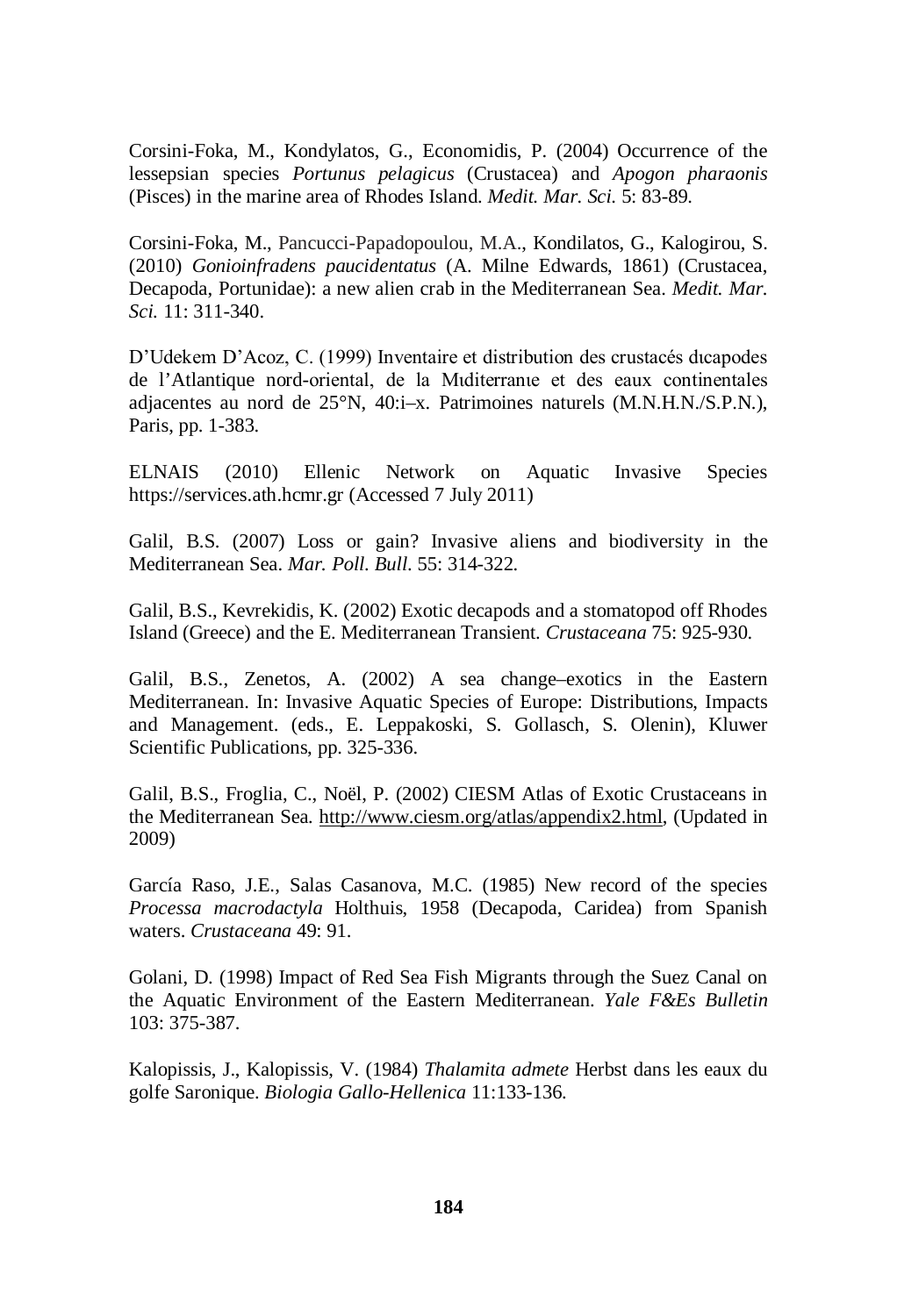Corsini-Foka, M., Kondylatos, G., Economidis, P. (2004) Occurrence of the lessepsian species *Portunus pelagicus* (Crustacea) and *Apogon pharaonis* (Pisces) in the marine area of Rhodes Island. *Medit. Mar. Sci.* 5: 83-89.

Corsini-Foka, M., Pancucci-Papadopoulou, M.A., Kondilatos, G., Kalogirou, S. (2010) *Gonioinfradens paucidentatus* (A. Milne Edwards, 1861) (Crustacea, Decapoda, Portunidae): a new alien crab in the Mediterranean Sea. *Medit. Mar. Sci.* 11: 311-340.

D'Udekem D'Acoz, C. (1999) Inventaire et distribution des crustacés dıcapodes de l'Atlantique nord-oriental, de la Mıditerranıe et des eaux continentales adjacentes au nord de 25°N, 40:i–x. Patrimoines naturels (M.N.H.N./S.P.N.), Paris, pp. 1-383.

ELNAIS (2010) Ellenic Network on Aquatic Invasive Species https://services.ath.hcmr.gr (Accessed 7 July 2011)

Galil, B.S. (2007) Loss or gain? Invasive aliens and biodiversity in the Mediterranean Sea. *Mar. Poll. Bull.* 55: 314-322.

Galil, B.S., Kevrekidis, K. (2002) Exotic decapods and a stomatopod off Rhodes Island (Greece) and the E. Mediterranean Transient. *Crustaceana* 75: 925-930.

Galil, B.S., Zenetos, A. (2002) A sea change–exotics in the Eastern Mediterranean. In: Invasive Aquatic Species of Europe: Distributions, Impacts and Management. (eds., E. Leppakoski, S. Gollasch, S. Olenin), Kluwer Scientific Publications, pp. 325-336.

Galil, B.S., Froglia, C., Noël, P. (2002) CIESM Atlas of Exotic Crustaceans in the Mediterranean Sea. http://www.ciesm.org/atlas/appendix2.html, (Updated in 2009)

García Raso, J.E., Salas Casanova, M.C. (1985) New record of the species *Processa macrodactyla* Holthuis, 1958 (Decapoda, Caridea) from Spanish waters. *Crustaceana* 49: 91.

Golani, D. (1998) Impact of Red Sea Fish Migrants through the Suez Canal on the Aquatic Environment of the Eastern Mediterranean. *Yale F&Es Bulletin* 103: 375-387.

Kalopissis, J., Kalopissis, V. (1984) *Thalamita admete* Herbst dans les eaux du golfe Saronique. *Biologia Gallo-Hellenica* 11:133-136.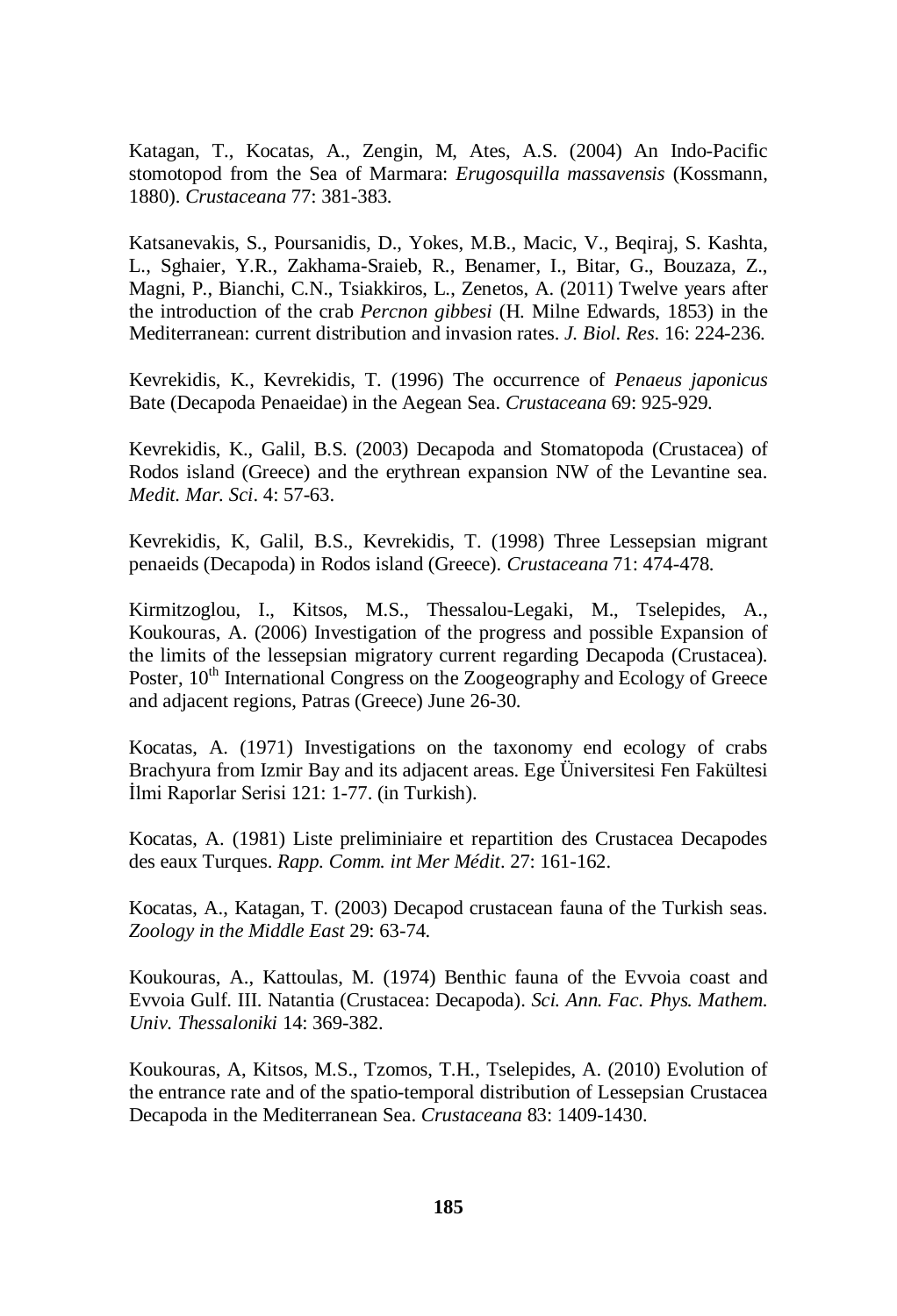Katagan, T., Kocatas, A., Zengin, M, Ates, A.S. (2004) An Indo-Pacific stomotopod from the Sea of Marmara: *Erugosquilla massavensis* (Kossmann, 1880). *Crustaceana* 77: 381-383.

Katsanevakis, S., Poursanidis, D., Yokes, M.B., Macic, V., Beqiraj, S. Kashta, L., Sghaier, Y.R., Zakhama-Sraieb, R., Benamer, I., Bitar, G., Bouzaza, Z., Magni, P., Bianchi, C.N., Tsiakkiros, L., Zenetos, A. (2011) Twelve years after the introduction of the crab *Percnon gibbesi* (H. Milne Edwards, 1853) in the Mediterranean: current distribution and invasion rates. *J. Biol. Res.* 16: 224-236.

Kevrekidis, K., Kevrekidis, T. (1996) The occurrence of *Penaeus japonicus* Bate (Decapoda Penaeidae) in the Aegean Sea. *Crustaceana* 69: 925-929.

Kevrekidis, K., Galil, B.S. (2003) Decapoda and Stomatopoda (Crustacea) of Rodos island (Greece) and the erythrean expansion NW of the Levantine sea. *Medit. Mar. Sci*. 4: 57-63.

Kevrekidis, K, Galil, B.S., Kevrekidis, T. (1998) Three Lessepsian migrant penaeids (Decapoda) in Rodos island (Greece). *Crustaceana* 71: 474-478.

Kirmitzoglou, I., Kitsos, M.S., Thessalou-Legaki, M., Tselepides, A., Koukouras, A. (2006) Investigation of the progress and possible Expansion of the limits of the lessepsian migratory current regarding Decapoda (Crustacea). Poster, 10th International Congress on the Zoogeography and Ecology of Greece and adjacent regions, Patras (Greece) June 26-30.

Kocatas, A. (1971) Investigations on the taxonomy end ecology of crabs Brachyura from Izmir Bay and its adjacent areas. Ege Üniversitesi Fen Fakültesi İlmi Raporlar Serisi 121: 1-77. (in Turkish).

Kocatas, A. (1981) Liste preliminiaire et repartition des Crustacea Decapodes des eaux Turques. *Rapp. Comm. int Mer Médit*. 27: 161-162.

Kocatas, A., Katagan, T. (2003) Decapod crustacean fauna of the Turkish seas. *Zoology in the Middle East* 29: 63-74.

Koukouras, A., Kattoulas, M. (1974) Benthic fauna of the Evvoia coast and Evvoia Gulf. III. Natantia (Crustacea: Decapoda). *Sci. Ann. Fac. Phys. Mathem. Univ. Thessaloniki* 14: 369-382.

Koukouras, A, Kitsos, M.S., Tzomos, T.H., Tselepides, A. (2010) Evolution of the entrance rate and of the spatio-temporal distribution of Lessepsian Crustacea Decapoda in the Mediterranean Sea. *Crustaceana* 83: 1409-1430.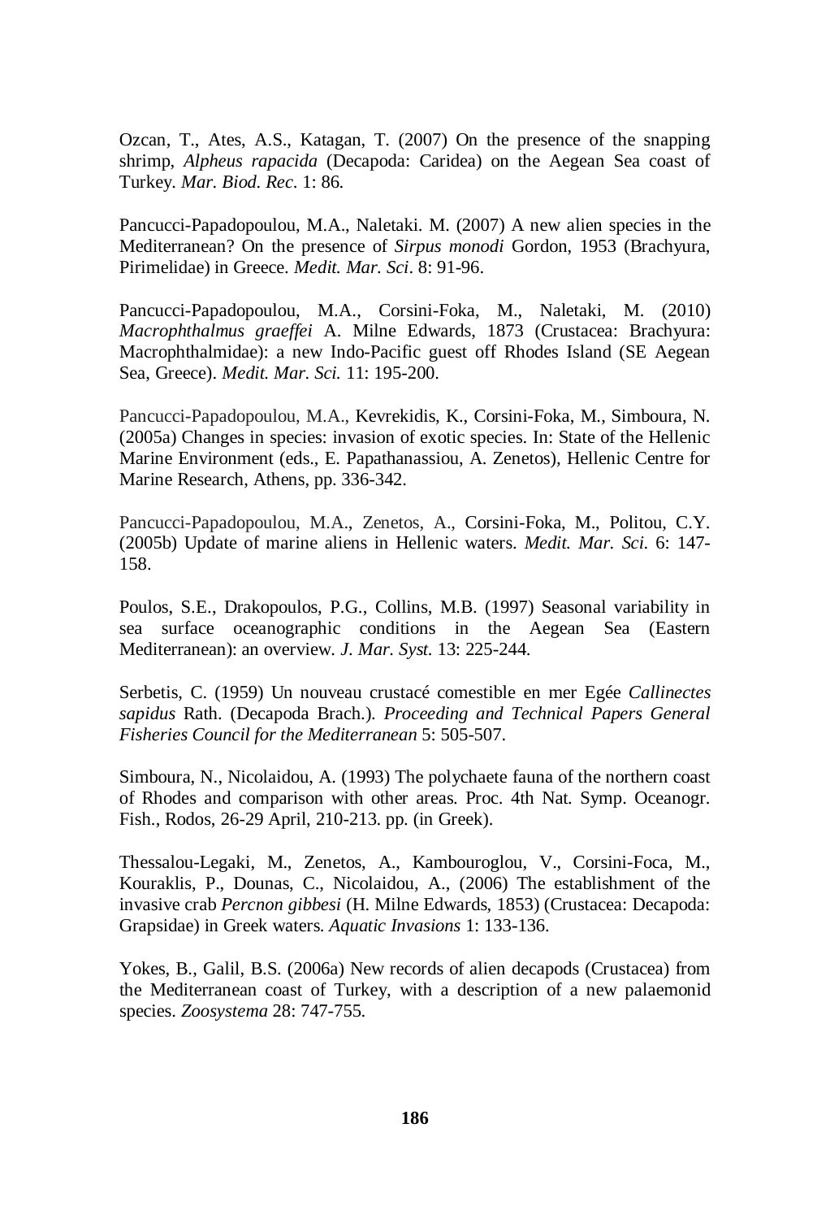Ozcan, T., Ates, A.S., Katagan, T. (2007) On the presence of the snapping shrimp, *Alpheus rapacida* (Decapoda: Caridea) on the Aegean Sea coast of Turkey. *Mar. Biod. Rec.* 1: 86.

Pancucci-Papadopoulou, M.A., Naletaki. M. (2007) A new alien species in the Mediterranean? On the presence of *Sirpus monodi* Gordon, 1953 (Brachyura, Pirimelidae) in Greece. *Medit. Mar. Sci*. 8: 91-96.

Pancucci-Papadopoulou, M.A., Corsini-Foka, M., Naletaki, M. (2010) *Macrophthalmus graeffei* A. Milne Edwards, 1873 (Crustacea: Brachyura: Macrophthalmidae): a new Indo-Pacific guest off Rhodes Island (SE Aegean Sea, Greece). *Medit. Mar. Sci.* 11: 195-200.

Pancucci-Papadopoulou, M.A., Kevrekidis, K., Corsini-Foka, M., Simboura, N. (2005a) Changes in species: invasion of exotic species. In: State of the Hellenic Marine Environment (eds., E. Papathanassiou, A. Zenetos), Hellenic Centre for Marine Research, Athens, pp. 336-342.

Pancucci-Papadopoulou, M.A., Zenetos, A., Corsini-Foka, M., Politou, C.Y. (2005b) Update of marine aliens in Hellenic waters. *Medit. Mar. Sci.* 6: 147-158.

Poulos, S.E., Drakopoulos, P.G., Collins, M.B. (1997) Seasonal variability in sea surface oceanographic conditions in the Aegean Sea (Eastern Mediterranean): an overview. *J. Mar. Syst.* 13: 225-244.

Serbetis, C. (1959) Un nouveau crustacé comestible en mer Egée *Callinectes sapidus* Rath. (Decapoda Brach.). *Proceeding and Technical Papers General Fisheries Council for the Mediterranean* 5: 505-507.

Simboura, N., Nicolaidou, A. (1993) The polychaete fauna of the northern coast of Rhodes and comparison with other areas. Proc. 4th Nat. Symp. Oceanogr. Fish., Rodos, 26-29 April, 210-213. pp. (in Greek).

Thessalou-Legaki, M., Zenetos, A., Kambouroglou, V., Corsini-Foca, M., Kouraklis, P., Dounas, C., Nicolaidou, A., (2006) The establishment of the invasive crab *Percnon gibbesi* (H. Milne Edwards, 1853) (Crustacea: Decapoda: Grapsidae) in Greek waters. *Aquatic Invasions* 1: 133-136.

Yokes, B., Galil, B.S. (2006a) New records of alien decapods (Crustacea) from the Mediterranean coast of Turkey, with a description of a new palaemonid species. *Zoosystema* 28: 747-755.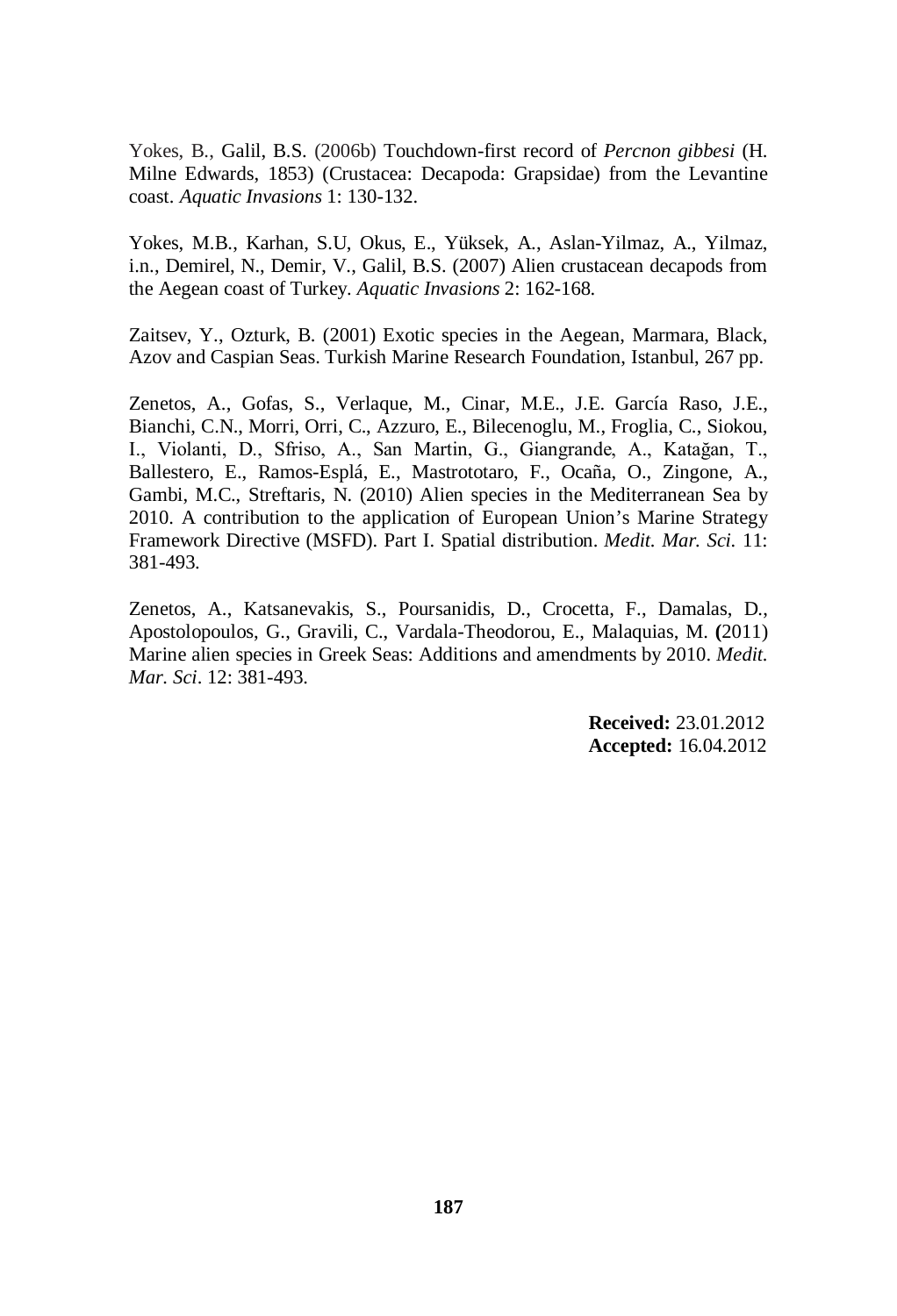Yokes, B., Galil, B.S. (2006b) Touchdown-first record of *Percnon gibbesi* (H. Milne Edwards, 1853) (Crustacea: Decapoda: Grapsidae) from the Levantine coast. *Aquatic Invasions* 1: 130-132.

Yokes, M.B., Karhan, S.U, Okus, E., Yüksek, A., Aslan-Yilmaz, A., Yilmaz, i.n., Demirel, N., Demir, V., Galil, B.S. (2007) Alien crustacean decapods from the Aegean coast of Turkey. *Aquatic Invasions* 2: 162-168.

Zaitsev, Y., Ozturk, B. (2001) Exotic species in the Aegean, Marmara, Black, Azov and Caspian Seas. Turkish Marine Research Foundation, Istanbul, 267 pp.

Zenetos, A., Gofas, S., Verlaque, M., Cinar, M.E., J.E. García Raso, J.E., Bianchi, C.N., Morri, Orri, C., Azzuro, E., Bilecenoglu, M., Froglia, C., Siokou, I., Violanti, D., Sfriso, A., San Martin, G., Giangrande, A., Katağan, T., Ballestero, E., Ramos-Esplá, E., Mastrototaro, F., Ocaña, O., Zingone, A., Gambi, M.C., Streftaris, N. (2010) Alien species in the Mediterranean Sea by 2010. A contribution to the application of European Union's Marine Strategy Framework Directive (MSFD). Part I. Spatial distribution. *Medit. Mar. Sci.* 11: 381-493.

Zenetos, A., Katsanevakis, S., Poursanidis, D., Crocetta, F., Damalas, D., Apostolopoulos, G., Gravili, C., Vardala-Theodorou, E., Malaquias, M. **(**2011) Marine alien species in Greek Seas: Additions and amendments by 2010. *Medit. Mar. Sci*. 12: 381-493.

**Received:** 23.01.2012
**Accepted:** 16.04.2012